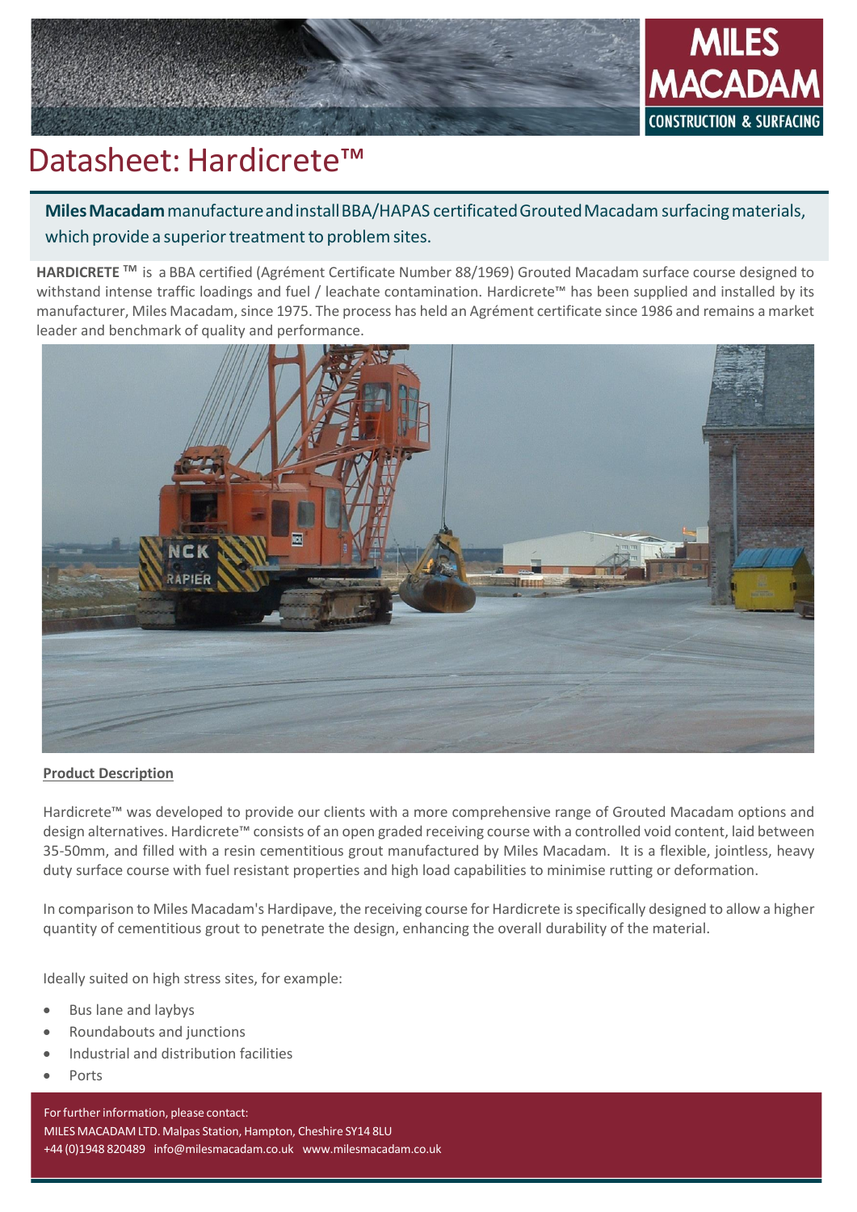MILES MACADAM
CONSTRUCTION & SURFACING

# Datasheet: Hardicrete™

**Miles Macadam** manufacture and install BBA/HAPAS certificated Grouted Macadam surfacing materials, which provide a superior treatment to problem sites.

**HARDICRETE ™** is a BBA certified (Agrément Certificate Number 88/1969) Grouted Macadam surface course designed to withstand intense traffic loadings and fuel / leachate contamination. Hardicrete™ has been supplied and installed by its manufacturer, Miles Macadam, since 1975. The process has held an Agrément certificate since 1986 and remains a market leader and benchmark of quality and performance.

## Product Description

Hardicrete™ was developed to provide our clients with a more comprehensive range of Grouted Macadam options and design alternatives. Hardicrete™ consists of an open graded receiving course with a controlled void content, laid between 35-50mm, and filled with a resin cementitious grout manufactured by Miles Macadam. It is a flexible, jointless, heavy duty surface course with fuel resistant properties and high load capabilities to minimise rutting or deformation.

In comparison to Miles Macadam's Hardipave, the receiving course for Hardicrete is specifically designed to allow a higher quantity of cementitious grout to penetrate the design, enhancing the overall durability of the material.

Ideally suited on high stress sites, for example:

- Bus lane and laybys
- Roundabouts and junctions
- Industrial and distribution facilities
- Ports

For further information, please contact:
MILES MACADAM LTD. Malpas Station, Hampton, Cheshire SY14 8LU
+44 (0)1948 820489 info@milesmacadam.co.uk www.milesmacadam.co.uk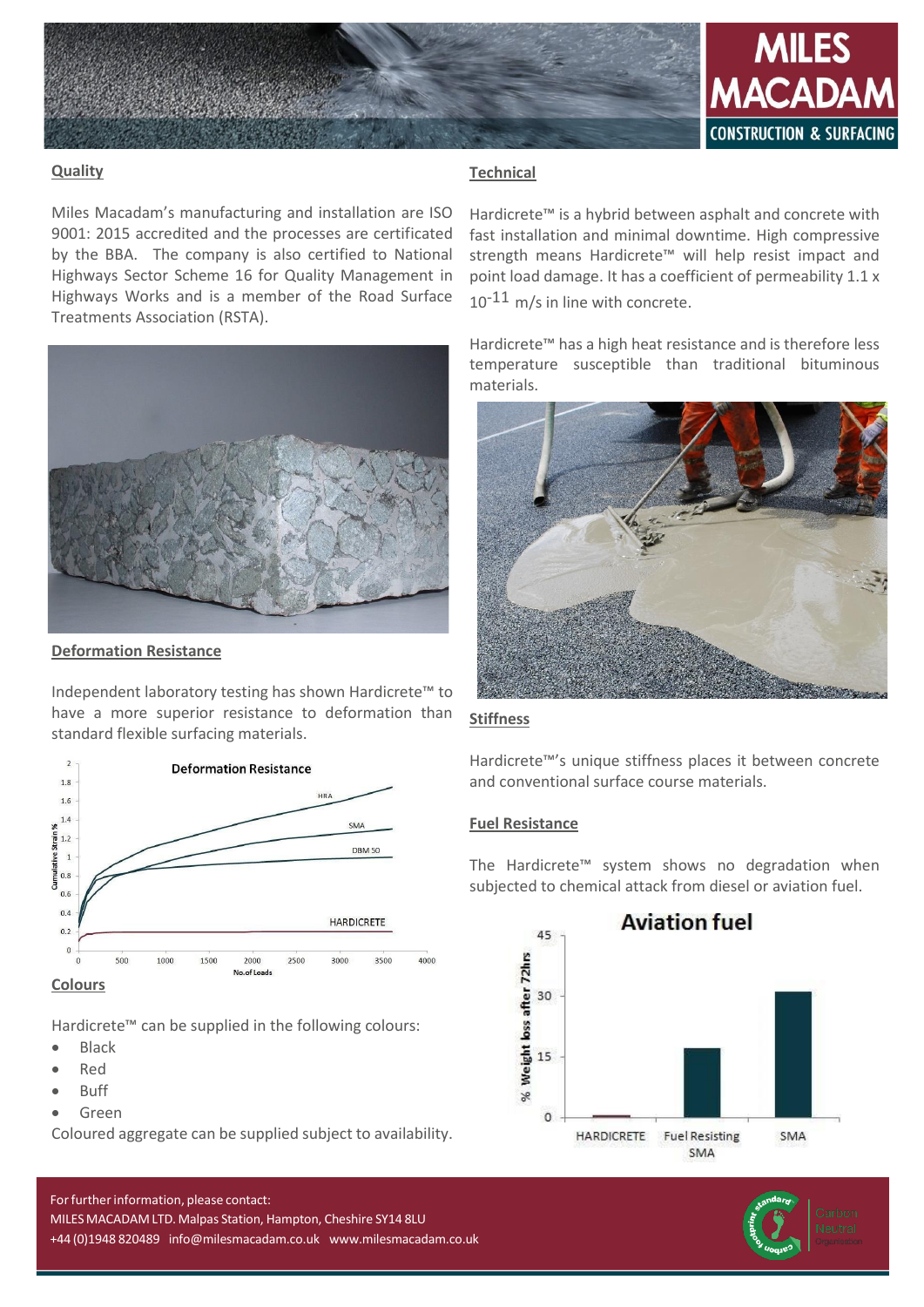## Quality

Miles Macadam's manufacturing and installation are ISO 9001: 2015 accredited and the processes are certificated by the BBA. The company is also certified to National Highways Sector Scheme 16 for Quality Management in Highways Works and is a member of the Road Surface Treatments Association (RSTA).

## Deformation Resistance

Independent laboratory testing has shown Hardicrete™ to have a more superior resistance to deformation than standard flexible surfacing materials.

Deformation Resistance

Cumulative Strain %

2
1.8
1.6
1.4
1.2
1
0.8
0.6
0.4
0.2
0

HRA
SMA
DBM 50
HARDICRETE

0
500
1000
1500
2000
2500
3000
3500
4000

No.of Loads

## Colours

Hardicrete™ can be supplied in the following colours:

- Black
- Red
- Buff
- Green

Coloured aggregate can be supplied subject to availability.

## Technical

Hardicrete™ is a hybrid between asphalt and concrete with fast installation and minimal downtime. High compressive strength means Hardicrete™ will help resist impact and point load damage. It has a coefficient of permeability 1.1 x $10^{-11}$ m/s in line with concrete.

Hardicrete™ has a high heat resistance and is therefore less temperature susceptible than traditional bituminous materials.

## Stiffness

Hardicrete™'s unique stiffness places it between concrete and conventional surface course materials.

## Fuel Resistance

The Hardicrete™ system shows no degradation when subjected to chemical attack from diesel or aviation fuel.

Aviation fuel

% Weight loss after 72hrs

45
30
15
0

HARDICRETE
Fuel Resisting SMA
SMA

For further information, please contact:
MILES MACADAM LTD. Malpas Station, Hampton, Cheshire SY14 8LU
+44 (0)1948 820489 info@milesmacadam.co.uk www.milesmacadam.co.uk